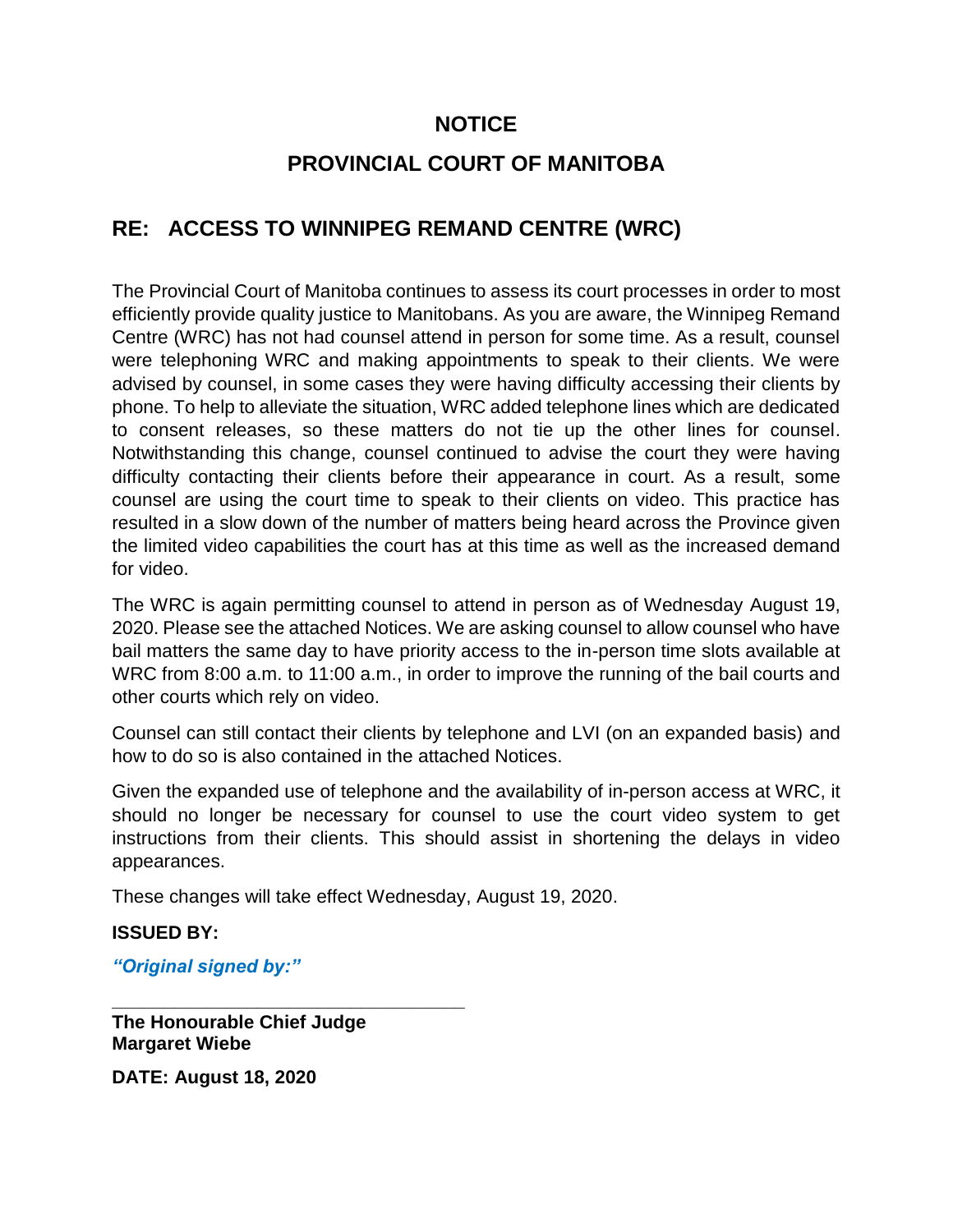# NOTICE

# PROVINCIAL COURT OF MANITOBA

## RE: ACCESS TO WINNIPEG REMAND CENTRE (WRC)

The Provincial Court of Manitoba continues to assess its court processes in order to most efficiently provide quality justice to Manitobans. As you are aware, the Winnipeg Remand Centre (WRC) has not had counsel attend in person for some time. As a result, counsel were telephoning WRC and making appointments to speak to their clients. We were advised by counsel, in some cases they were having difficulty accessing their clients by phone. To help to alleviate the situation, WRC added telephone lines which are dedicated to consent releases, so these matters do not tie up the other lines for counsel. Notwithstanding this change, counsel continued to advise the court they were having difficulty contacting their clients before their appearance in court. As a result, some counsel are using the court time to speak to their clients on video. This practice has resulted in a slow down of the number of matters being heard across the Province given the limited video capabilities the court has at this time as well as the increased demand for video.

The WRC is again permitting counsel to attend in person as of Wednesday August 19, 2020. Please see the attached Notices. We are asking counsel to allow counsel who have bail matters the same day to have priority access to the in-person time slots available at WRC from 8:00 a.m. to 11:00 a.m., in order to improve the running of the bail courts and other courts which rely on video.

Counsel can still contact their clients by telephone and LVI (on an expanded basis) and how to do so is also contained in the attached Notices.

Given the expanded use of telephone and the availability of in-person access at WRC, it should no longer be necessary for counsel to use the court video system to get instructions from their clients. This should assist in shortening the delays in video appearances.

These changes will take effect Wednesday, August 19, 2020.

**ISSUED BY:**

*"Original signed by:"*

___________________________________

**The Honourable Chief Judge**
**Margaret Wiebe**

**DATE: August 18, 2020**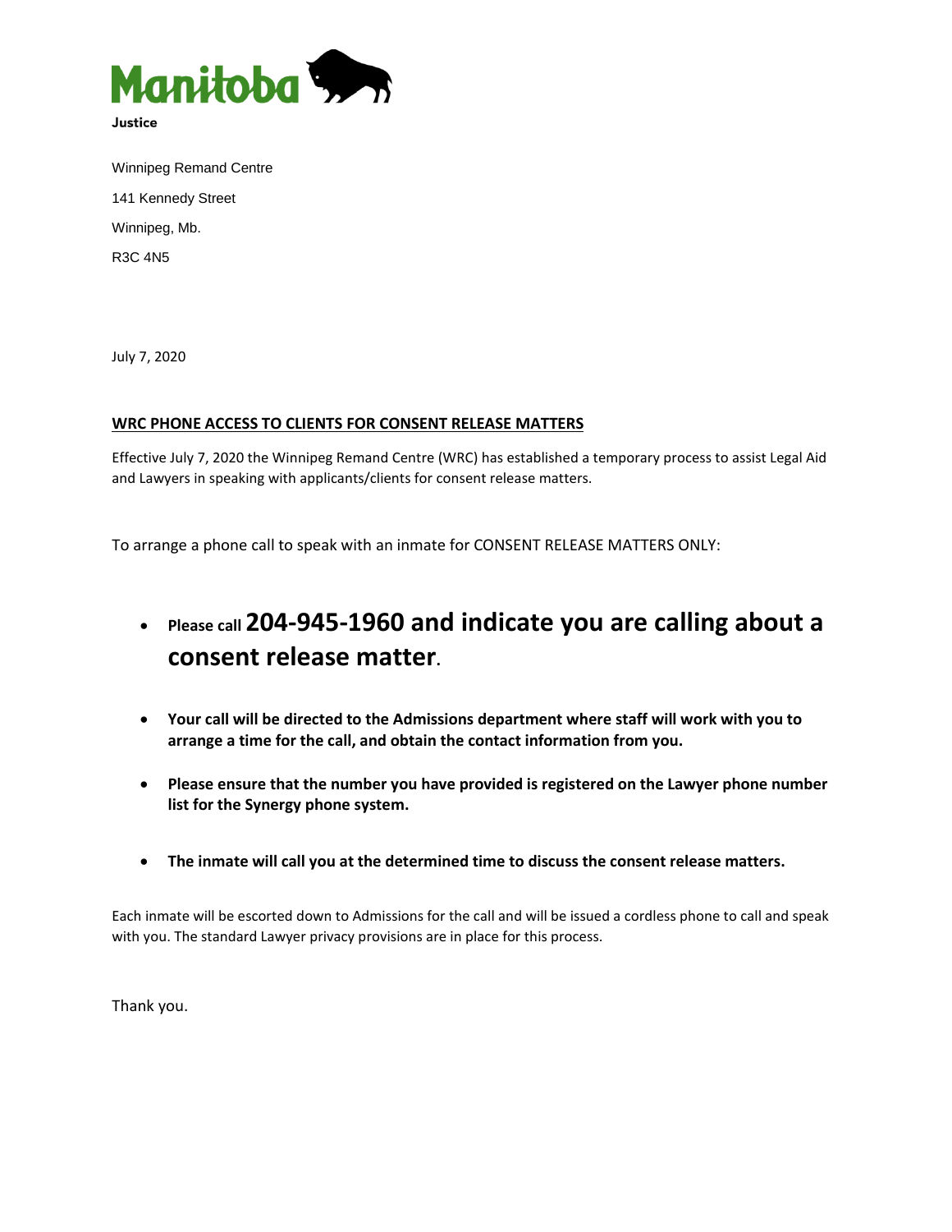Manitoba

**Justice**

Winnipeg Remand Centre

141 Kennedy Street

Winnipeg, Mb.

R3C 4N5

July 7, 2020

## WRC PHONE ACCESS TO CLIENTS FOR CONSENT RELEASE MATTERS

Effective July 7, 2020 the Winnipeg Remand Centre (WRC) has established a temporary process to assist Legal Aid and Lawyers in speaking with applicants/clients for consent release matters.

To arrange a phone call to speak with an inmate for CONSENT RELEASE MATTERS ONLY:

- **Please call 204-945-1960 and indicate you are calling about a consent release matter**.
- **Your call will be directed to the Admissions department where staff will work with you to arrange a time for the call, and obtain the contact information from you.**
- **Please ensure that the number you have provided is registered on the Lawyer phone number list for the Synergy phone system.**
- **The inmate will call you at the determined time to discuss the consent release matters.**

Each inmate will be escorted down to Admissions for the call and will be issued a cordless phone to call and speak with you. The standard Lawyer privacy provisions are in place for this process.

Thank you.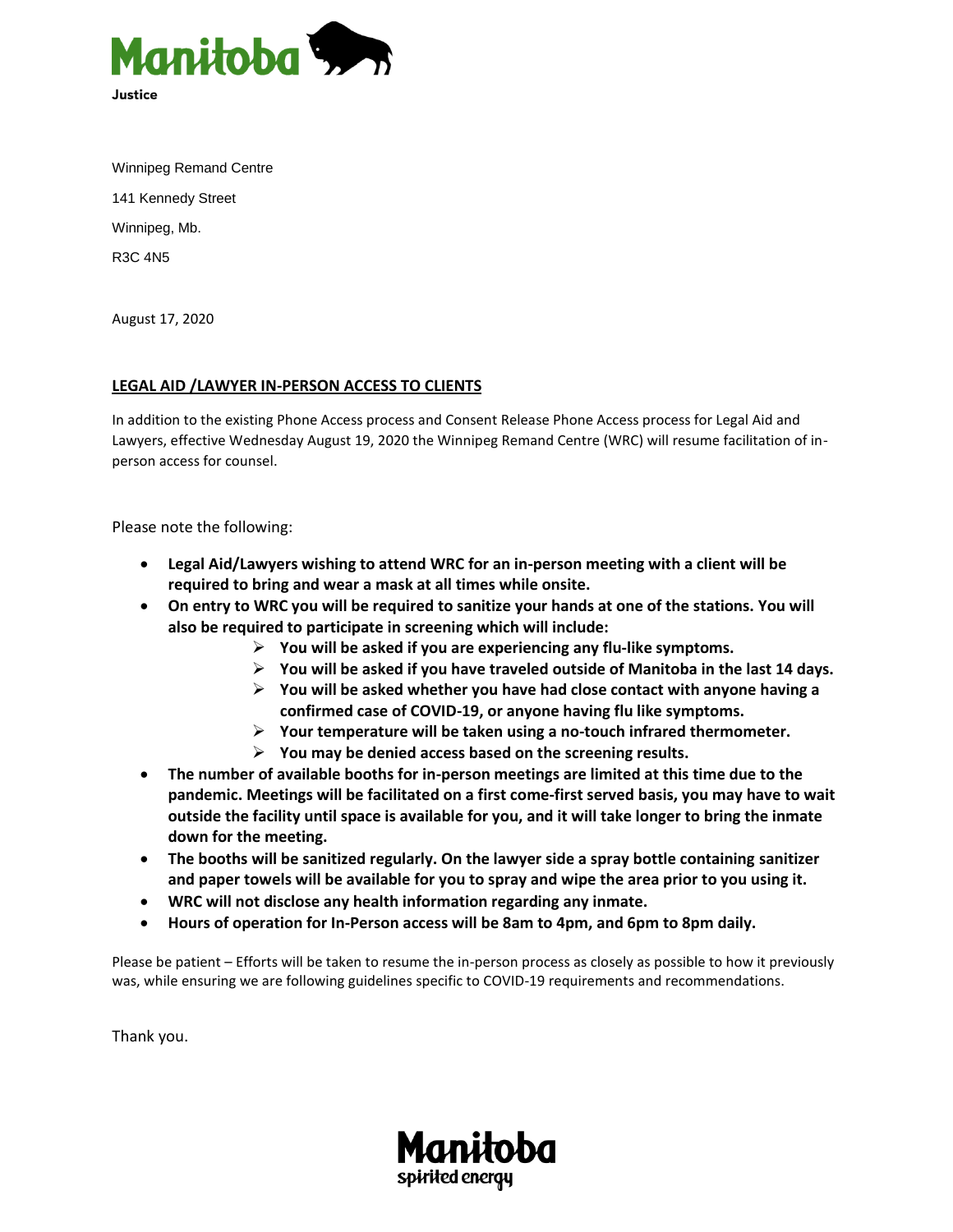Manitoba

Justice

Winnipeg Remand Centre

141 Kennedy Street

Winnipeg, Mb.

R3C 4N5

August 17, 2020

**LEGAL AID /LAWYER IN-PERSON ACCESS TO CLIENTS**

In addition to the existing Phone Access process and Consent Release Phone Access process for Legal Aid and Lawyers, effective Wednesday August 19, 2020 the Winnipeg Remand Centre (WRC) will resume facilitation of in-person access for counsel.

Please note the following:

- **Legal Aid/Lawyers wishing to attend WRC for an in-person meeting with a client will be required to bring and wear a mask at all times while onsite.**
- **On entry to WRC you will be required to sanitize your hands at one of the stations. You will also be required to participate in screening which will include:**
  - **You will be asked if you are experiencing any flu-like symptoms.**
  - **You will be asked if you have traveled outside of Manitoba in the last 14 days.**
  - **You will be asked whether you have had close contact with anyone having a confirmed case of COVID-19, or anyone having flu like symptoms.**
  - **Your temperature will be taken using a no-touch infrared thermometer.**
  - **You may be denied access based on the screening results.**
- **The number of available booths for in-person meetings are limited at this time due to the pandemic. Meetings will be facilitated on a first come-first served basis, you may have to wait outside the facility until space is available for you, and it will take longer to bring the inmate down for the meeting.**
- **The booths will be sanitized regularly. On the lawyer side a spray bottle containing sanitizer and paper towels will be available for you to spray and wipe the area prior to you using it.**
- **WRC will not disclose any health information regarding any inmate.**
- **Hours of operation for In-Person access will be 8am to 4pm, and 6pm to 8pm daily.**

Please be patient – Efforts will be taken to resume the in-person process as closely as possible to how it previously was, while ensuring we are following guidelines specific to COVID-19 requirements and recommendations.

Thank you.

Manitoba
spirited energy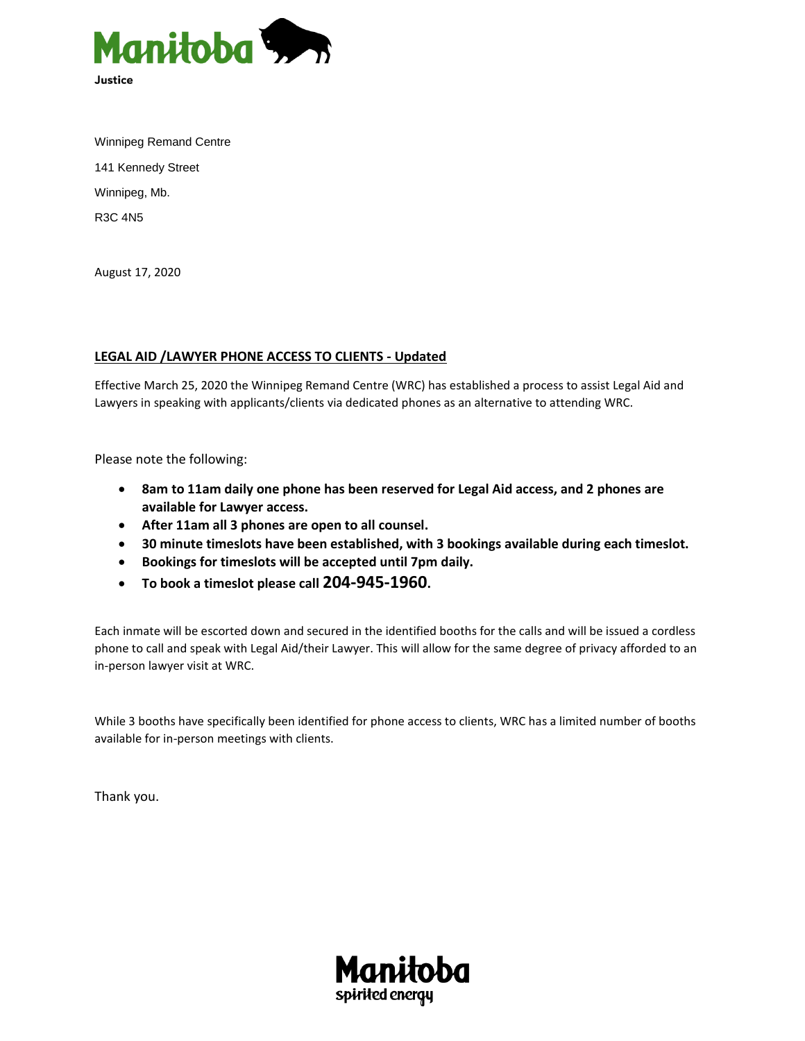Manitoba

Justice

Winnipeg Remand Centre

141 Kennedy Street

Winnipeg, Mb.

R3C 4N5

August 17, 2020

**LEGAL AID /LAWYER PHONE ACCESS TO CLIENTS - Updated**

Effective March 25, 2020 the Winnipeg Remand Centre (WRC) has established a process to assist Legal Aid and Lawyers in speaking with applicants/clients via dedicated phones as an alternative to attending WRC.

Please note the following:

- **8am to 11am daily one phone has been reserved for Legal Aid access, and 2 phones are available for Lawyer access.**
- **After 11am all 3 phones are open to all counsel.**
- **30 minute timeslots have been established, with 3 bookings available during each timeslot.**
- **Bookings for timeslots will be accepted until 7pm daily.**
- **To book a timeslot please call 204-945-1960.**

Each inmate will be escorted down and secured in the identified booths for the calls and will be issued a cordless phone to call and speak with Legal Aid/their Lawyer. This will allow for the same degree of privacy afforded to an in-person lawyer visit at WRC.

While 3 booths have specifically been identified for phone access to clients, WRC has a limited number of booths available for in-person meetings with clients.

Thank you.

Manitoba
spirited energy